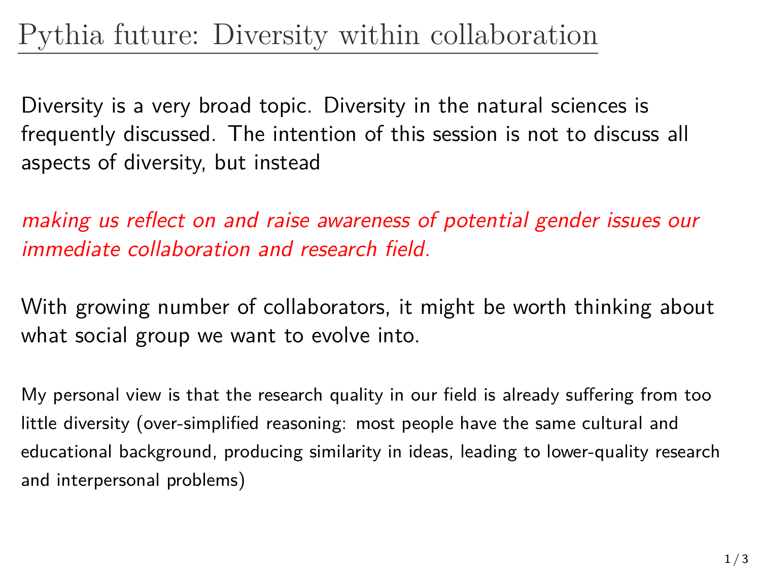# Pythia future: Diversity within collaboration

Diversity is a very broad topic. Diversity in the natural sciences is frequently discussed. The intention of this session is not to discuss all aspects of diversity, but instead

*making us reflect on and raise awareness of potential gender issues our immediate collaboration and research field.*

With growing number of collaborators, it might be worth thinking about what social group we want to evolve into.

My personal view is that the research quality in our field is already suffering from too little diversity (over-simplified reasoning: most people have the same cultural and educational background, producing similarity in ideas, leading to lower-quality research and interpersonal problems)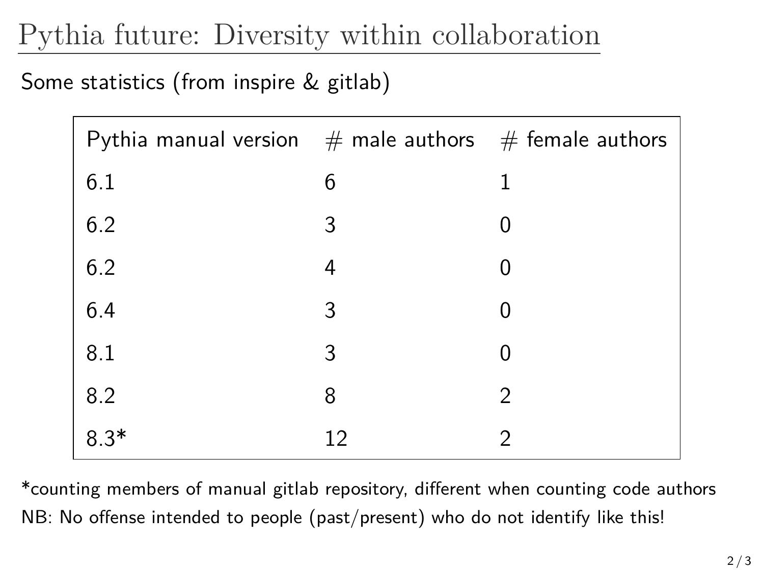# Pythia future: Diversity within collaboration

Some statistics (from inspire & gitlab)

| Pythia manual version | # male authors | # female authors |
|---|---|---|
| 6.1 | 6 | 1 |
| 6.2 | 3 | 0 |
| 6.2 | 4 | 0 |
| 6.4 | 3 | 0 |
| 8.1 | 3 | 0 |
| 8.2 | 8 | 2 |
| 8.3* | 12 | 2 |

*counting members of manual gitlab repository, different when counting code authors

NB: No offense intended to people (past/present) who do not identify like this!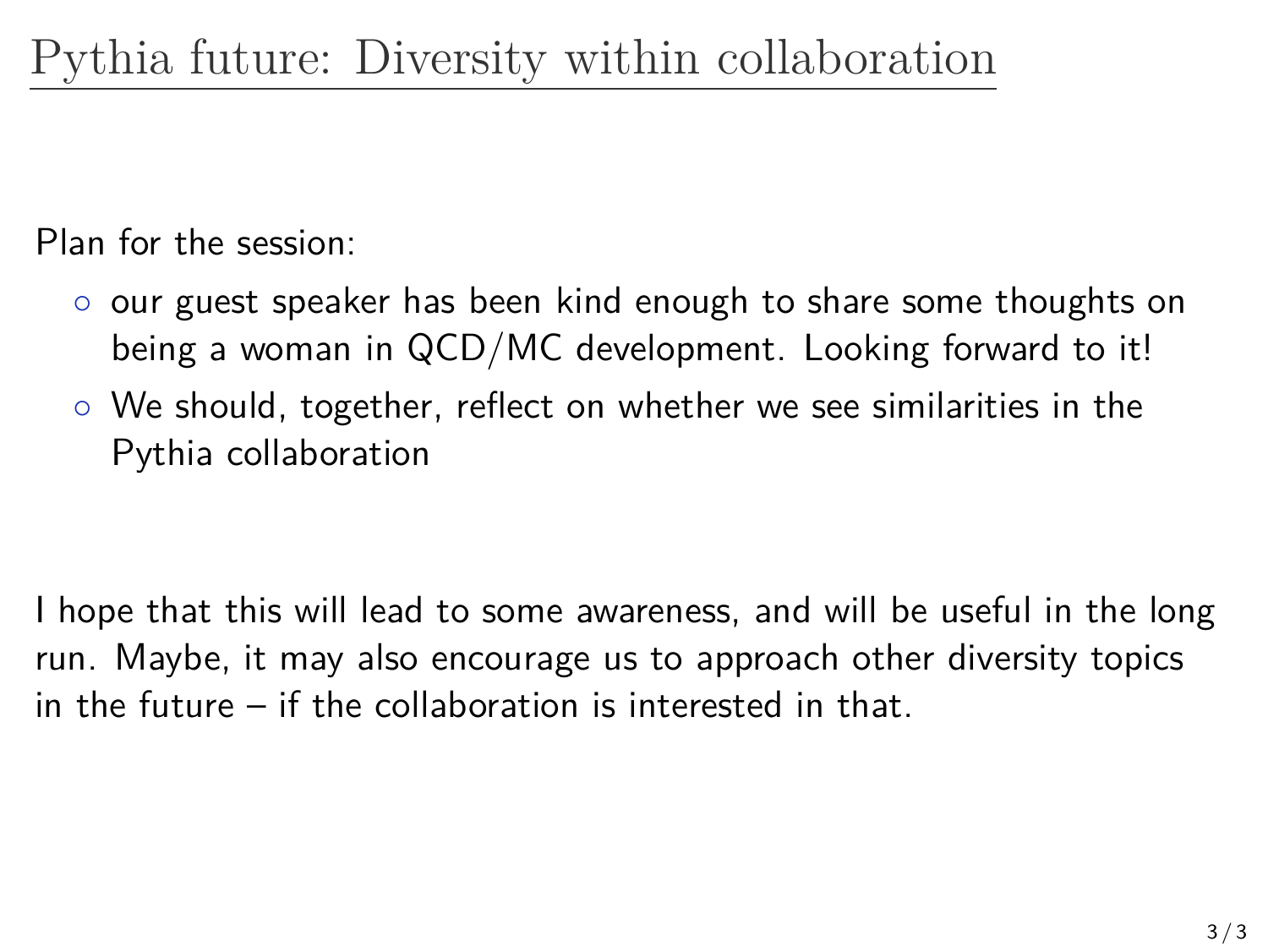# Pythia future: Diversity within collaboration

Plan for the session:

- our guest speaker has been kind enough to share some thoughts on being a woman in QCD/MC development. Looking forward to it!
- We should, together, reflect on whether we see similarities in the Pythia collaboration

I hope that this will lead to some awareness, and will be useful in the long run. Maybe, it may also encourage us to approach other diversity topics in the future – if the collaboration is interested in that.